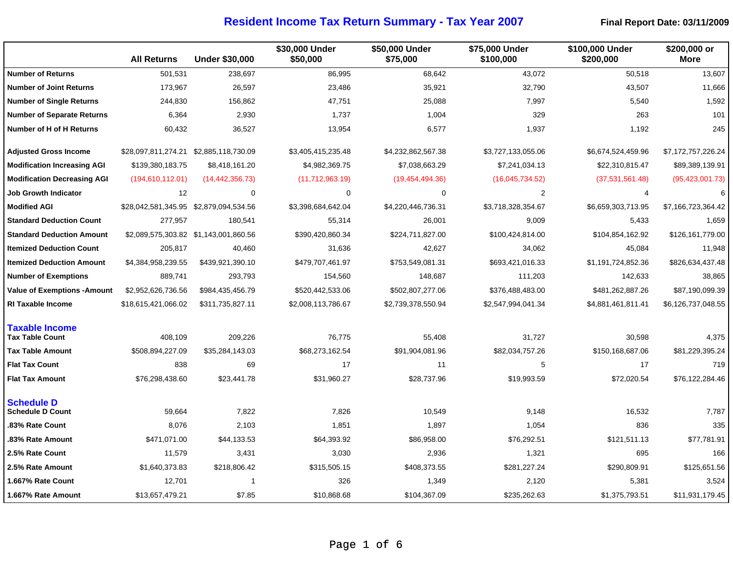# Resident Income Tax Return Summary - Tax Year 2007

**Final Report Date: 03/11/2009**

| | All Returns | Under $30,000 | $30,000 Under $50,000 | $50,000 Under $75,000 | $75,000 Under $100,000 | $100,000 Under $200,000 | $200,000 or More |
|---|---|---|---|---|---|---|---|
| **Number of Returns** | 501,531 | 238,697 | 86,995 | 68,642 | 43,072 | 50,518 | 13,607 |
| **Number of Joint Returns** | 173,967 | 26,597 | 23,486 | 35,921 | 32,790 | 43,507 | 11,666 |
| **Number of Single Returns** | 244,830 | 156,862 | 47,751 | 25,088 | 7,997 | 5,540 | 1,592 |
| **Number of Separate Returns** | 6,364 | 2,930 | 1,737 | 1,004 | 329 | 263 | 101 |
| **Number of H of H Returns** | 60,432 | 36,527 | 13,954 | 6,577 | 1,937 | 1,192 | 245 |
| **Adjusted Gross Income** | $28,097,811,274.21 | $2,885,118,730.09 | $3,405,415,235.48 | $4,232,862,567.38 | $3,727,133,055.06 | $6,674,524,459.96 | $7,172,757,226.24 |
| **Modification Increasing AGI** | $139,380,183.75 | $8,418,161.20 | $4,982,369.75 | $7,038,663.29 | $7,241,034.13 | $22,310,815.47 | $89,389,139.91 |
| **Modification Decreasing AGI** | (194,610,112.01) | (14,442,356.73) | (11,712,963.19) | (19,454,494.36) | (16,045,734.52) | (37,531,561.48) | (95,423,001.73) |
| **Job Growth Indicator** | 12 | 0 | 0 | 0 | 2 | 4 | 6 |
| **Modified AGI** | $28,042,581,345.95 | $2,879,094,534.56 | $3,398,684,642.04 | $4,220,446,736.31 | $3,718,328,354.67 | $6,659,303,713.95 | $7,166,723,364.42 |
| **Standard Deduction Count** | 277,957 | 180,541 | 55,314 | 26,001 | 9,009 | 5,433 | 1,659 |
| **Standard Deduction Amount** | $2,089,575,303.82 | $1,143,001,860.56 | $390,420,860.34 | $224,711,827.00 | $100,424,814.00 | $104,854,162.92 | $126,161,779.00 |
| **Itemized Deduction Count** | 205,817 | 40,460 | 31,636 | 42,627 | 34,062 | 45,084 | 11,948 |
| **Itemized Deduction Amount** | $4,384,958,239.55 | $439,921,390.10 | $479,707,461.97 | $753,549,081.31 | $693,421,016.33 | $1,191,724,852.36 | $826,634,437.48 |
| **Number of Exemptions** | 889,741 | 293,793 | 154,560 | 148,687 | 111,203 | 142,633 | 38,865 |
| **Value of Exemptions -Amount** | $2,952,626,736.56 | $984,435,456.79 | $520,442,533.06 | $502,807,277.06 | $376,488,483.00 | $481,262,887.26 | $87,190,099.39 |
| **RI Taxable Income** | $18,615,421,066.02 | $311,735,827.11 | $2,008,113,786.67 | $2,739,378,550.94 | $2,547,994,041.34 | $4,881,461,811.41 | $6,126,737,048.55 |
| **Taxable Income** | | | | | | | |
| **Tax Table Count** | 408,109 | 209,226 | 76,775 | 55,408 | 31,727 | 30,598 | 4,375 |
| **Tax Table Amount** | $508,894,227.09 | $35,284,143.03 | $68,273,162.54 | $91,904,081.96 | $82,034,757.26 | $150,168,687.06 | $81,229,395.24 |
| **Flat Tax Count** | 838 | 69 | 17 | 11 | 5 | 17 | 719 |
| **Flat Tax Amount** | $76,298,438.60 | $23,441.78 | $31,960.27 | $28,737.96 | $19,993.59 | $72,020.54 | $76,122,284.46 |
| **Schedule D** | | | | | | | |
| **Schedule D Count** | 59,664 | 7,822 | 7,826 | 10,549 | 9,148 | 16,532 | 7,787 |
| **.83% Rate Count** | 8,076 | 2,103 | 1,851 | 1,897 | 1,054 | 836 | 335 |
| **.83% Rate Amount** | $471,071.00 | $44,133.53 | $64,393.92 | $86,958.00 | $76,292.51 | $121,511.13 | $77,781.91 |
| **2.5% Rate Count** | 11,579 | 3,431 | 3,030 | 2,936 | 1,321 | 695 | 166 |
| **2.5% Rate Amount** | $1,640,373.83 | $218,806.42 | $315,505.15 | $408,373.55 | $281,227.24 | $290,809.91 | $125,651.56 |
| **1.667% Rate Count** | 12,701 | 1 | 326 | 1,349 | 2,120 | 5,381 | 3,524 |
| **1.667% Rate Amount** | $13,657,479.21 | $7.85 | $10,868.68 | $104,367.09 | $235,262.63 | $1,375,793.51 | $11,931,179.45 |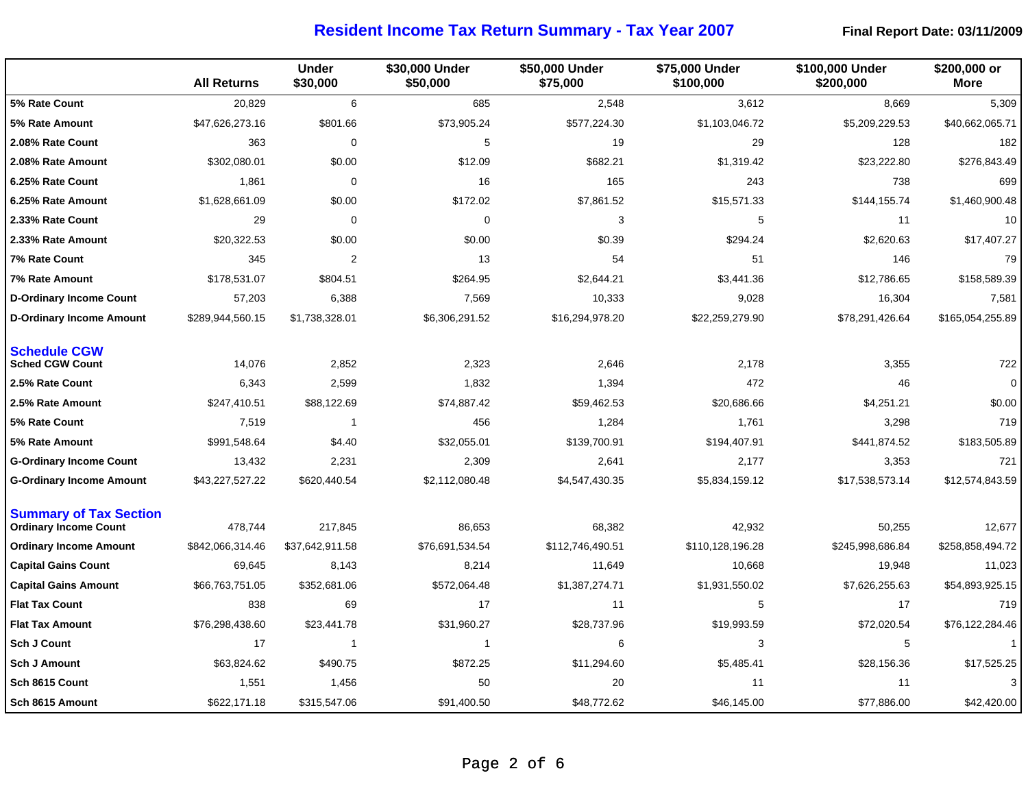# Resident Income Tax Return Summary - Tax Year 2007

**Final Report Date: 03/11/2009**

| | All Returns | Under $30,000 | $30,000 Under $50,000 | $50,000 Under $75,000 | $75,000 Under $100,000 | $100,000 Under $200,000 | $200,000 or More |
|---|---|---|---|---|---|---|---|
| **5% Rate Count** | 20,829 | 6 | 685 | 2,548 | 3,612 | 8,669 | 5,309 |
| **5% Rate Amount** | $47,626,273.16 | $801.66 | $73,905.24 | $577,224.30 | $1,103,046.72 | $5,209,229.53 | $40,662,065.71 |
| **2.08% Rate Count** | 363 | 0 | 5 | 19 | 29 | 128 | 182 |
| **2.08% Rate Amount** | $302,080.01 | $0.00 | $12.09 | $682.21 | $1,319.42 | $23,222.80 | $276,843.49 |
| **6.25% Rate Count** | 1,861 | 0 | 16 | 165 | 243 | 738 | 699 |
| **6.25% Rate Amount** | $1,628,661.09 | $0.00 | $172.02 | $7,861.52 | $15,571.33 | $144,155.74 | $1,460,900.48 |
| **2.33% Rate Count** | 29 | 0 | 0 | 3 | 5 | 11 | 10 |
| **2.33% Rate Amount** | $20,322.53 | $0.00 | $0.00 | $0.39 | $294.24 | $2,620.63 | $17,407.27 |
| **7% Rate Count** | 345 | 2 | 13 | 54 | 51 | 146 | 79 |
| **7% Rate Amount** | $178,531.07 | $804.51 | $264.95 | $2,644.21 | $3,441.36 | $12,786.65 | $158,589.39 |
| **D-Ordinary Income Count** | 57,203 | 6,388 | 7,569 | 10,333 | 9,028 | 16,304 | 7,581 |
| **D-Ordinary Income Amount** | $289,944,560.15 | $1,738,328.01 | $6,306,291.52 | $16,294,978.20 | $22,259,279.90 | $78,291,426.64 | $165,054,255.89 |
| **Schedule CGW** | | | | | | | |
| **Sched CGW Count** | 14,076 | 2,852 | 2,323 | 2,646 | 2,178 | 3,355 | 722 |
| **2.5% Rate Count** | 6,343 | 2,599 | 1,832 | 1,394 | 472 | 46 | 0 |
| **2.5% Rate Amount** | $247,410.51 | $88,122.69 | $74,887.42 | $59,462.53 | $20,686.66 | $4,251.21 | $0.00 |
| **5% Rate Count** | 7,519 | 1 | 456 | 1,284 | 1,761 | 3,298 | 719 |
| **5% Rate Amount** | $991,548.64 | $4.40 | $32,055.01 | $139,700.91 | $194,407.91 | $441,874.52 | $183,505.89 |
| **G-Ordinary Income Count** | 13,432 | 2,231 | 2,309 | 2,641 | 2,177 | 3,353 | 721 |
| **G-Ordinary Income Amount** | $43,227,527.22 | $620,440.54 | $2,112,080.48 | $4,547,430.35 | $5,834,159.12 | $17,538,573.14 | $12,574,843.59 |
| **Summary of Tax Section** | | | | | | | |
| **Ordinary Income Count** | 478,744 | 217,845 | 86,653 | 68,382 | 42,932 | 50,255 | 12,677 |
| **Ordinary Income Amount** | $842,066,314.46 | $37,642,911.58 | $76,691,534.54 | $112,746,490.51 | $110,128,196.28 | $245,998,686.84 | $258,858,494.72 |
| **Capital Gains Count** | 69,645 | 8,143 | 8,214 | 11,649 | 10,668 | 19,948 | 11,023 |
| **Capital Gains Amount** | $66,763,751.05 | $352,681.06 | $572,064.48 | $1,387,274.71 | $1,931,550.02 | $7,626,255.63 | $54,893,925.15 |
| **Flat Tax Count** | 838 | 69 | 17 | 11 | 5 | 17 | 719 |
| **Flat Tax Amount** | $76,298,438.60 | $23,441.78 | $31,960.27 | $28,737.96 | $19,993.59 | $72,020.54 | $76,122,284.46 |
| **Sch J Count** | 17 | 1 | 1 | 6 | 3 | 5 | 1 |
| **Sch J Amount** | $63,824.62 | $490.75 | $872.25 | $11,294.60 | $5,485.41 | $28,156.36 | $17,525.25 |
| **Sch 8615 Count** | 1,551 | 1,456 | 50 | 20 | 11 | 11 | 3 |
| **Sch 8615 Amount** | $622,171.18 | $315,547.06 | $91,400.50 | $48,772.62 | $46,145.00 | $77,886.00 | $42,420.00 |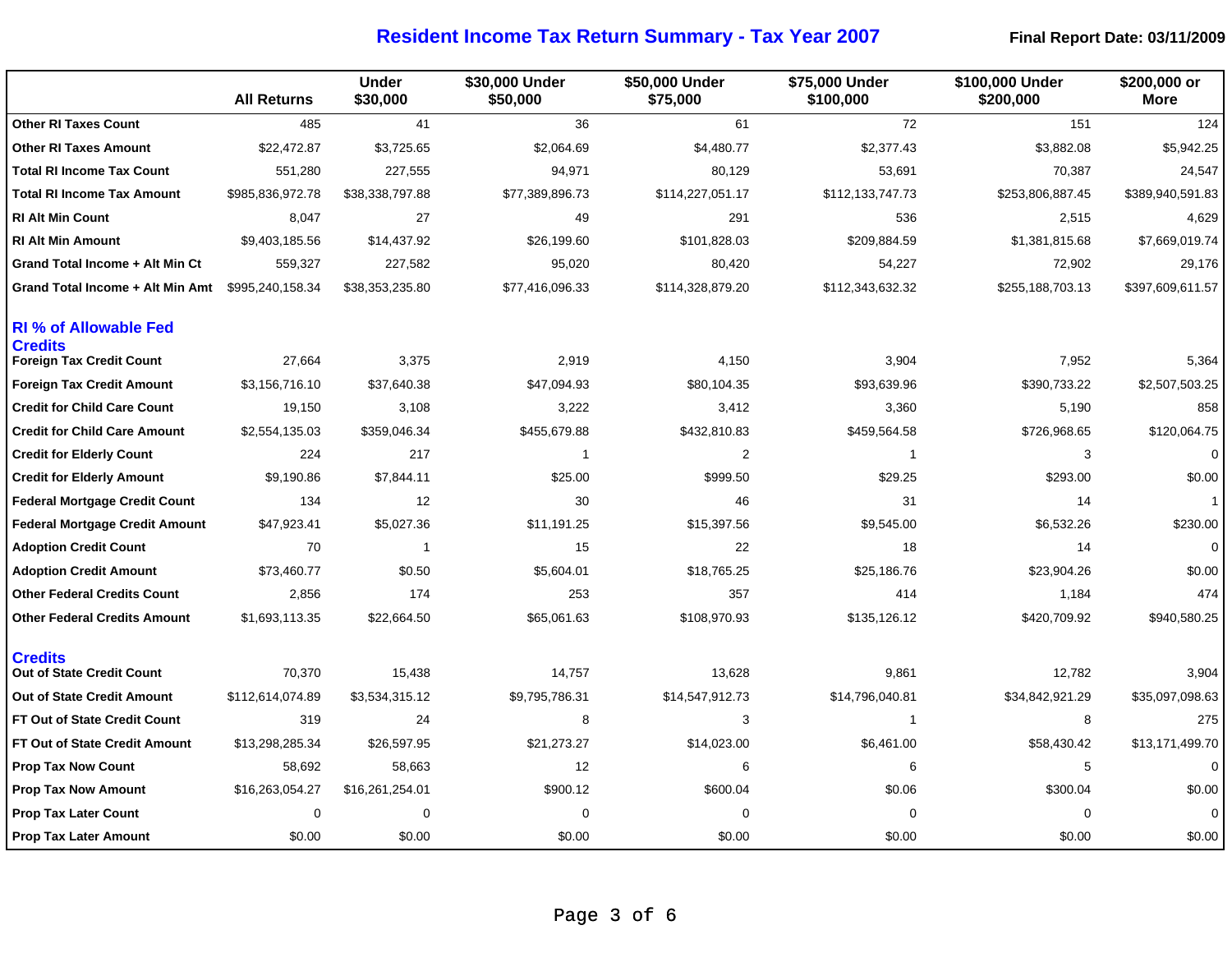# Resident Income Tax Return Summary - Tax Year 2007

**Final Report Date: 03/11/2009**

| | All Returns | Under $30,000 | $30,000 Under $50,000 | $50,000 Under $75,000 | $75,000 Under $100,000 | $100,000 Under $200,000 | $200,000 or More |
|---|---|---|---|---|---|---|---|
| **Other RI Taxes Count** | 485 | 41 | 36 | 61 | 72 | 151 | 124 |
| **Other RI Taxes Amount** | $22,472.87 | $3,725.65 | $2,064.69 | $4,480.77 | $2,377.43 | $3,882.08 | $5,942.25 |
| **Total RI Income Tax Count** | 551,280 | 227,555 | 94,971 | 80,129 | 53,691 | 70,387 | 24,547 |
| **Total RI Income Tax Amount** | $985,836,972.78 | $38,338,797.88 | $77,389,896.73 | $114,227,051.17 | $112,133,747.73 | $253,806,887.45 | $389,940,591.83 |
| **RI Alt Min Count** | 8,047 | 27 | 49 | 291 | 536 | 2,515 | 4,629 |
| **RI Alt Min Amount** | $9,403,185.56 | $14,437.92 | $26,199.60 | $101,828.03 | $209,884.59 | $1,381,815.68 | $7,669,019.74 |
| **Grand Total Income + Alt Min Ct** | 559,327 | 227,582 | 95,020 | 80,420 | 54,227 | 72,902 | 29,176 |
| **Grand Total Income + Alt Min Amt** | $995,240,158.34 | $38,353,235.80 | $77,416,096.33 | $114,328,879.20 | $112,343,632.32 | $255,188,703.13 | $397,609,611.57 |
| **RI % of Allowable Fed Credits** | | | | | | | |
| **Foreign Tax Credit Count** | 27,664 | 3,375 | 2,919 | 4,150 | 3,904 | 7,952 | 5,364 |
| **Foreign Tax Credit Amount** | $3,156,716.10 | $37,640.38 | $47,094.93 | $80,104.35 | $93,639.96 | $390,733.22 | $2,507,503.25 |
| **Credit for Child Care Count** | 19,150 | 3,108 | 3,222 | 3,412 | 3,360 | 5,190 | 858 |
| **Credit for Child Care Amount** | $2,554,135.03 | $359,046.34 | $455,679.88 | $432,810.83 | $459,564.58 | $726,968.65 | $120,064.75 |
| **Credit for Elderly Count** | 224 | 217 | 1 | 2 | 1 | 3 | 0 |
| **Credit for Elderly Amount** | $9,190.86 | $7,844.11 | $25.00 | $999.50 | $29.25 | $293.00 | $0.00 |
| **Federal Mortgage Credit Count** | 134 | 12 | 30 | 46 | 31 | 14 | 1 |
| **Federal Mortgage Credit Amount** | $47,923.41 | $5,027.36 | $11,191.25 | $15,397.56 | $9,545.00 | $6,532.26 | $230.00 |
| **Adoption Credit Count** | 70 | 1 | 15 | 22 | 18 | 14 | 0 |
| **Adoption Credit Amount** | $73,460.77 | $0.50 | $5,604.01 | $18,765.25 | $25,186.76 | $23,904.26 | $0.00 |
| **Other Federal Credits Count** | 2,856 | 174 | 253 | 357 | 414 | 1,184 | 474 |
| **Other Federal Credits Amount** | $1,693,113.35 | $22,664.50 | $65,061.63 | $108,970.93 | $135,126.12 | $420,709.92 | $940,580.25 |
| **Credits** | | | | | | | |
| **Out of State Credit Count** | 70,370 | 15,438 | 14,757 | 13,628 | 9,861 | 12,782 | 3,904 |
| **Out of State Credit Amount** | $112,614,074.89 | $3,534,315.12 | $9,795,786.31 | $14,547,912.73 | $14,796,040.81 | $34,842,921.29 | $35,097,098.63 |
| **FT Out of State Credit Count** | 319 | 24 | 8 | 3 | 1 | 8 | 275 |
| **FT Out of State Credit Amount** | $13,298,285.34 | $26,597.95 | $21,273.27 | $14,023.00 | $6,461.00 | $58,430.42 | $13,171,499.70 |
| **Prop Tax Now Count** | 58,692 | 58,663 | 12 | 6 | 6 | 5 | 0 |
| **Prop Tax Now Amount** | $16,263,054.27 | $16,261,254.01 | $900.12 | $600.04 | $0.06 | $300.04 | $0.00 |
| **Prop Tax Later Count** | 0 | 0 | 0 | 0 | 0 | 0 | 0 |
| **Prop Tax Later Amount** | $0.00 | $0.00 | $0.00 | $0.00 | $0.00 | $0.00 | $0.00 |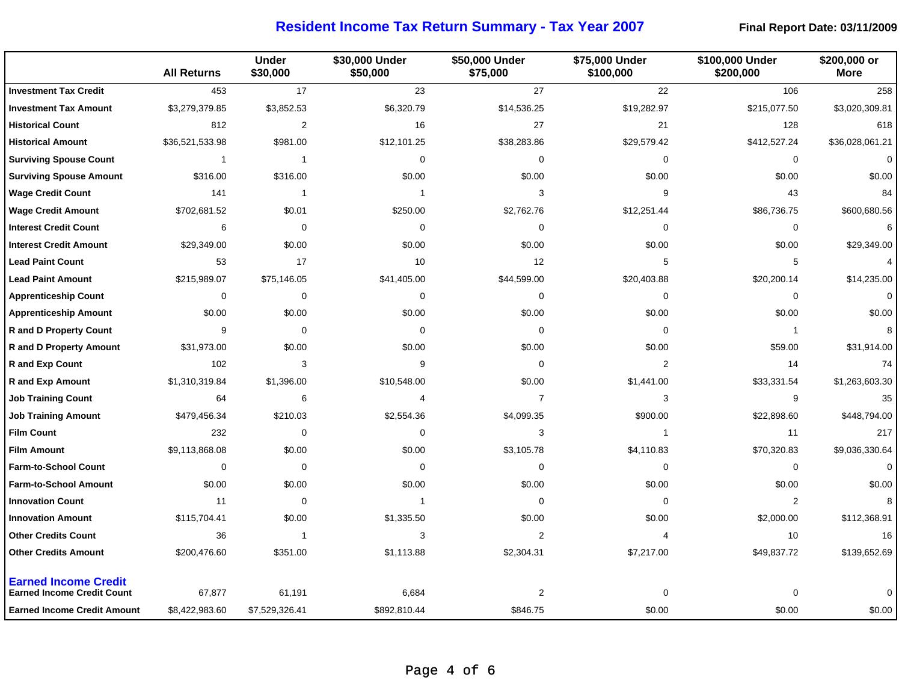# Resident Income Tax Return Summary - Tax Year 2007

**Final Report Date: 03/11/2009**

| | All Returns | Under $30,000 | $30,000 Under $50,000 | $50,000 Under $75,000 | $75,000 Under $100,000 | $100,000 Under $200,000 | $200,000 or More |
|---|---|---|---|---|---|---|---|
| **Investment Tax Credit** | 453 | 17 | 23 | 27 | 22 | 106 | 258 |
| **Investment Tax Amount** | $3,279,379.85 | $3,852.53 | $6,320.79 | $14,536.25 | $19,282.97 | $215,077.50 | $3,020,309.81 |
| **Historical Count** | 812 | 2 | 16 | 27 | 21 | 128 | 618 |
| **Historical Amount** | $36,521,533.98 | $981.00 | $12,101.25 | $38,283.86 | $29,579.42 | $412,527.24 | $36,028,061.21 |
| **Surviving Spouse Count** | 1 | 1 | 0 | 0 | 0 | 0 | 0 |
| **Surviving Spouse Amount** | $316.00 | $316.00 | $0.00 | $0.00 | $0.00 | $0.00 | $0.00 |
| **Wage Credit Count** | 141 | 1 | 1 | 3 | 9 | 43 | 84 |
| **Wage Credit Amount** | $702,681.52 | $0.01 | $250.00 | $2,762.76 | $12,251.44 | $86,736.75 | $600,680.56 |
| **Interest Credit Count** | 6 | 0 | 0 | 0 | 0 | 0 | 6 |
| **Interest Credit Amount** | $29,349.00 | $0.00 | $0.00 | $0.00 | $0.00 | $0.00 | $29,349.00 |
| **Lead Paint Count** | 53 | 17 | 10 | 12 | 5 | 5 | 4 |
| **Lead Paint Amount** | $215,989.07 | $75,146.05 | $41,405.00 | $44,599.00 | $20,403.88 | $20,200.14 | $14,235.00 |
| **Apprenticeship Count** | 0 | 0 | 0 | 0 | 0 | 0 | 0 |
| **Apprenticeship Amount** | $0.00 | $0.00 | $0.00 | $0.00 | $0.00 | $0.00 | $0.00 |
| **R and D Property Count** | 9 | 0 | 0 | 0 | 0 | 1 | 8 |
| **R and D Property Amount** | $31,973.00 | $0.00 | $0.00 | $0.00 | $0.00 | $59.00 | $31,914.00 |
| **R and Exp Count** | 102 | 3 | 9 | 0 | 2 | 14 | 74 |
| **R and Exp Amount** | $1,310,319.84 | $1,396.00 | $10,548.00 | $0.00 | $1,441.00 | $33,331.54 | $1,263,603.30 |
| **Job Training Count** | 64 | 6 | 4 | 7 | 3 | 9 | 35 |
| **Job Training Amount** | $479,456.34 | $210.03 | $2,554.36 | $4,099.35 | $900.00 | $22,898.60 | $448,794.00 |
| **Film Count** | 232 | 0 | 0 | 3 | 1 | 11 | 217 |
| **Film Amount** | $9,113,868.08 | $0.00 | $0.00 | $3,105.78 | $4,110.83 | $70,320.83 | $9,036,330.64 |
| **Farm-to-School Count** | 0 | 0 | 0 | 0 | 0 | 0 | 0 |
| **Farm-to-School Amount** | $0.00 | $0.00 | $0.00 | $0.00 | $0.00 | $0.00 | $0.00 |
| **Innovation Count** | 11 | 0 | 1 | 0 | 0 | 2 | 8 |
| **Innovation Amount** | $115,704.41 | $0.00 | $1,335.50 | $0.00 | $0.00 | $2,000.00 | $112,368.91 |
| **Other Credits Count** | 36 | 1 | 3 | 2 | 4 | 10 | 16 |
| **Other Credits Amount** | $200,476.60 | $351.00 | $1,113.88 | $2,304.31 | $7,217.00 | $49,837.72 | $139,652.69 |
| **Earned Income Credit** | | | | | | | |
| **Earned Income Credit Count** | 67,877 | 61,191 | 6,684 | 2 | 0 | 0 | 0 |
| **Earned Income Credit Amount** | $8,422,983.60 | $7,529,326.41 | $892,810.44 | $846.75 | $0.00 | $0.00 | $0.00 |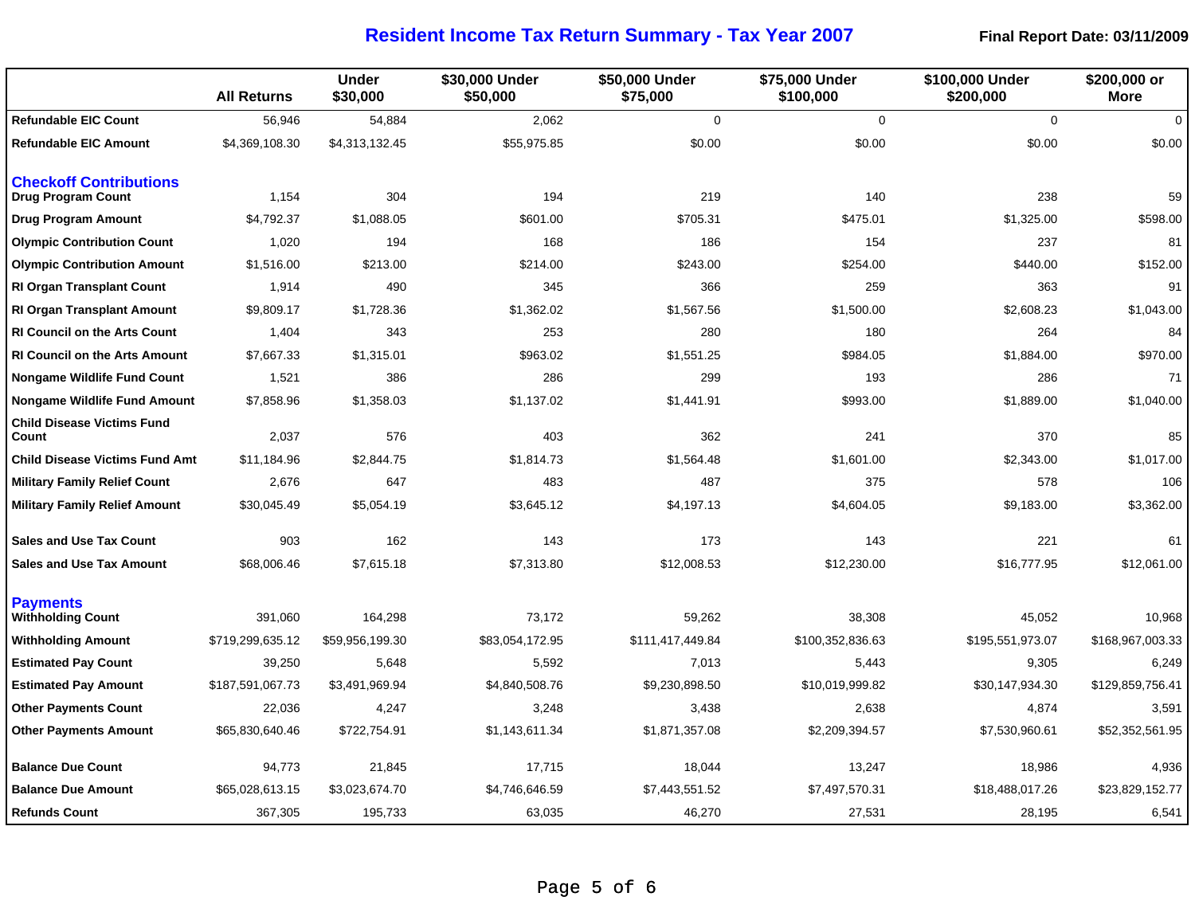# Resident Income Tax Return Summary - Tax Year 2007

**Final Report Date: 03/11/2009**

| | All Returns | Under $30,000 | $30,000 Under $50,000 | $50,000 Under $75,000 | $75,000 Under $100,000 | $100,000 Under $200,000 | $200,000 or More |
|---|---|---|---|---|---|---|---|
| **Refundable EIC Count** | 56,946 | 54,884 | 2,062 | 0 | 0 | 0 | 0 |
| **Refundable EIC Amount** | $4,369,108.30 | $4,313,132.45 | $55,975.85 | $0.00 | $0.00 | $0.00 | $0.00 |
| **Checkoff Contributions** | | | | | | | |
| **Drug Program Count** | 1,154 | 304 | 194 | 219 | 140 | 238 | 59 |
| **Drug Program Amount** | $4,792.37 | $1,088.05 | $601.00 | $705.31 | $475.01 | $1,325.00 | $598.00 |
| **Olympic Contribution Count** | 1,020 | 194 | 168 | 186 | 154 | 237 | 81 |
| **Olympic Contribution Amount** | $1,516.00 | $213.00 | $214.00 | $243.00 | $254.00 | $440.00 | $152.00 |
| **RI Organ Transplant Count** | 1,914 | 490 | 345 | 366 | 259 | 363 | 91 |
| **RI Organ Transplant Amount** | $9,809.17 | $1,728.36 | $1,362.02 | $1,567.56 | $1,500.00 | $2,608.23 | $1,043.00 |
| **RI Council on the Arts Count** | 1,404 | 343 | 253 | 280 | 180 | 264 | 84 |
| **RI Council on the Arts Amount** | $7,667.33 | $1,315.01 | $963.02 | $1,551.25 | $984.05 | $1,884.00 | $970.00 |
| **Nongame Wildlife Fund Count** | 1,521 | 386 | 286 | 299 | 193 | 286 | 71 |
| **Nongame Wildlife Fund Amount** | $7,858.96 | $1,358.03 | $1,137.02 | $1,441.91 | $993.00 | $1,889.00 | $1,040.00 |
| **Child Disease Victims Fund Count** | 2,037 | 576 | 403 | 362 | 241 | 370 | 85 |
| **Child Disease Victims Fund Amt** | $11,184.96 | $2,844.75 | $1,814.73 | $1,564.48 | $1,601.00 | $2,343.00 | $1,017.00 |
| **Military Family Relief Count** | 2,676 | 647 | 483 | 487 | 375 | 578 | 106 |
| **Military Family Relief Amount** | $30,045.49 | $5,054.19 | $3,645.12 | $4,197.13 | $4,604.05 | $9,183.00 | $3,362.00 |
| **Sales and Use Tax Count** | 903 | 162 | 143 | 173 | 143 | 221 | 61 |
| **Sales and Use Tax Amount** | $68,006.46 | $7,615.18 | $7,313.80 | $12,008.53 | $12,230.00 | $16,777.95 | $12,061.00 |
| **Payments** | | | | | | | |
| **Withholding Count** | 391,060 | 164,298 | 73,172 | 59,262 | 38,308 | 45,052 | 10,968 |
| **Withholding Amount** | $719,299,635.12 | $59,956,199.30 | $83,054,172.95 | $111,417,449.84 | $100,352,836.63 | $195,551,973.07 | $168,967,003.33 |
| **Estimated Pay Count** | 39,250 | 5,648 | 5,592 | 7,013 | 5,443 | 9,305 | 6,249 |
| **Estimated Pay Amount** | $187,591,067.73 | $3,491,969.94 | $4,840,508.76 | $9,230,898.50 | $10,019,999.82 | $30,147,934.30 | $129,859,756.41 |
| **Other Payments Count** | 22,036 | 4,247 | 3,248 | 3,438 | 2,638 | 4,874 | 3,591 |
| **Other Payments Amount** | $65,830,640.46 | $722,754.91 | $1,143,611.34 | $1,871,357.08 | $2,209,394.57 | $7,530,960.61 | $52,352,561.95 |
| **Balance Due Count** | 94,773 | 21,845 | 17,715 | 18,044 | 13,247 | 18,986 | 4,936 |
| **Balance Due Amount** | $65,028,613.15 | $3,023,674.70 | $4,746,646.59 | $7,443,551.52 | $7,497,570.31 | $18,488,017.26 | $23,829,152.77 |
| **Refunds Count** | 367,305 | 195,733 | 63,035 | 46,270 | 27,531 | 28,195 | 6,541 |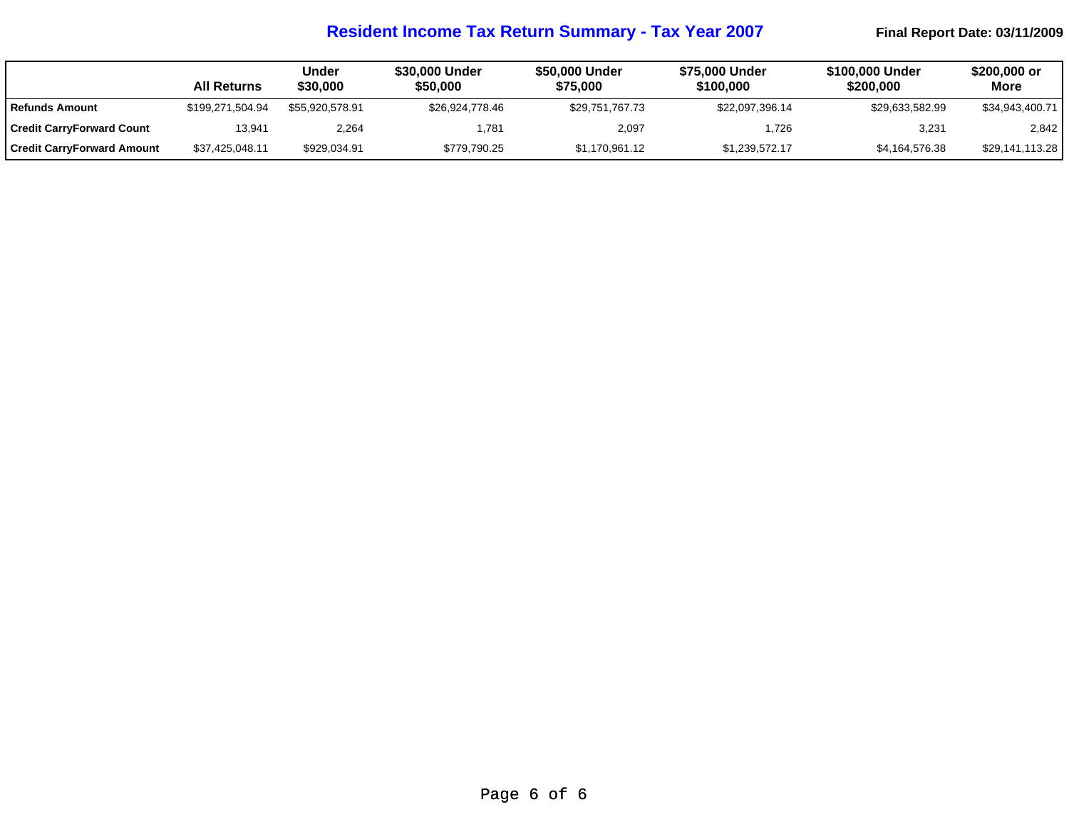# Resident Income Tax Return Summary - Tax Year 2007

**Final Report Date: 03/11/2009**

| | All Returns | Under $30,000 | $30,000 Under $50,000 | $50,000 Under $75,000 | $75,000 Under $100,000 | $100,000 Under $200,000 | $200,000 or More |
|---|---|---|---|---|---|---|---|
| **Refunds Amount** | $199,271,504.94 | $55,920,578.91 | $26,924,778.46 | $29,751,767.73 | $22,097,396.14 | $29,633,582.99 | $34,943,400.71 |
| **Credit CarryForward Count** | 13,941 | 2,264 | 1,781 | 2,097 | 1,726 | 3,231 | 2,842 |
| **Credit CarryForward Amount** | $37,425,048.11 | $929,034.91 | $779,790.25 | $1,170,961.12 | $1,239,572.17 | $4,164,576.38 | $29,141,113.28 |